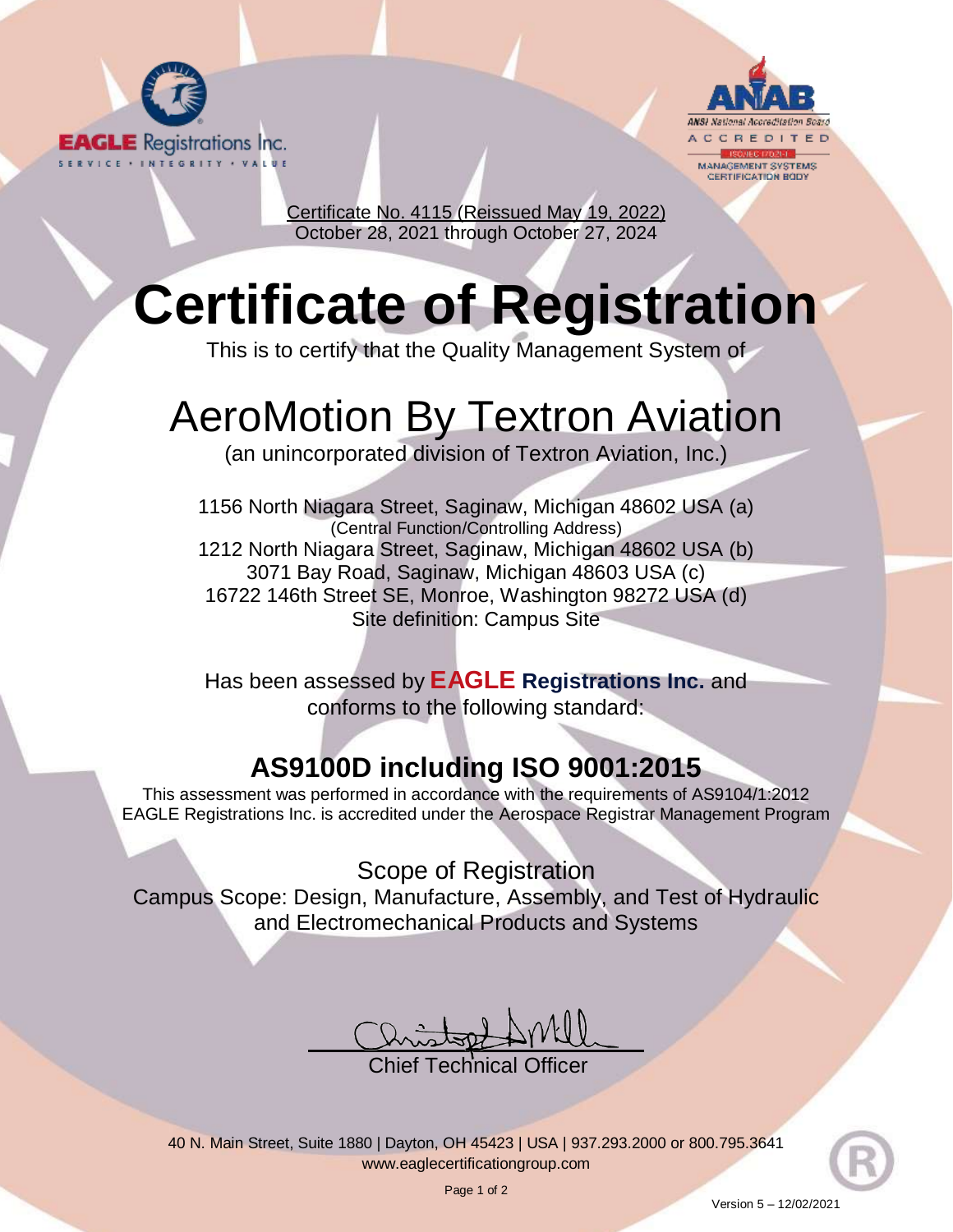EAGLE Registrations Inc.
SERVICE • INTEGRITY • VALUE

ANAB
ANSI National Accreditation Board
ACCREDITED
ISO/IEC 17021-1
MANAGEMENT SYSTEMS CERTIFICATION BODY

Certificate No. 4115 (Reissued May 19, 2022)
October 28, 2021 through October 27, 2024

# Certificate of Registration

This is to certify that the Quality Management System of

## AeroMotion By Textron Aviation

(an unincorporated division of Textron Aviation, Inc.)

1156 North Niagara Street, Saginaw, Michigan 48602 USA (a)
(Central Function/Controlling Address)
1212 North Niagara Street, Saginaw, Michigan 48602 USA (b)
3071 Bay Road, Saginaw, Michigan 48603 USA (c)
16722 146th Street SE, Monroe, Washington 98272 USA (d)
Site definition: Campus Site

Has been assessed by **EAGLE Registrations Inc.** and conforms to the following standard:

### AS9100D including ISO 9001:2015

This assessment was performed in accordance with the requirements of AS9104/1:2012
EAGLE Registrations Inc. is accredited under the Aerospace Registrar Management Program

Scope of Registration
Campus Scope: Design, Manufacture, Assembly, and Test of Hydraulic and Electromechanical Products and Systems

Chief Technical Officer

40 N. Main Street, Suite 1880 | Dayton, OH 45423 | USA | 937.293.2000 or 800.795.3641
www.eaglecertificationgroup.com

Version 5 – 12/02/2021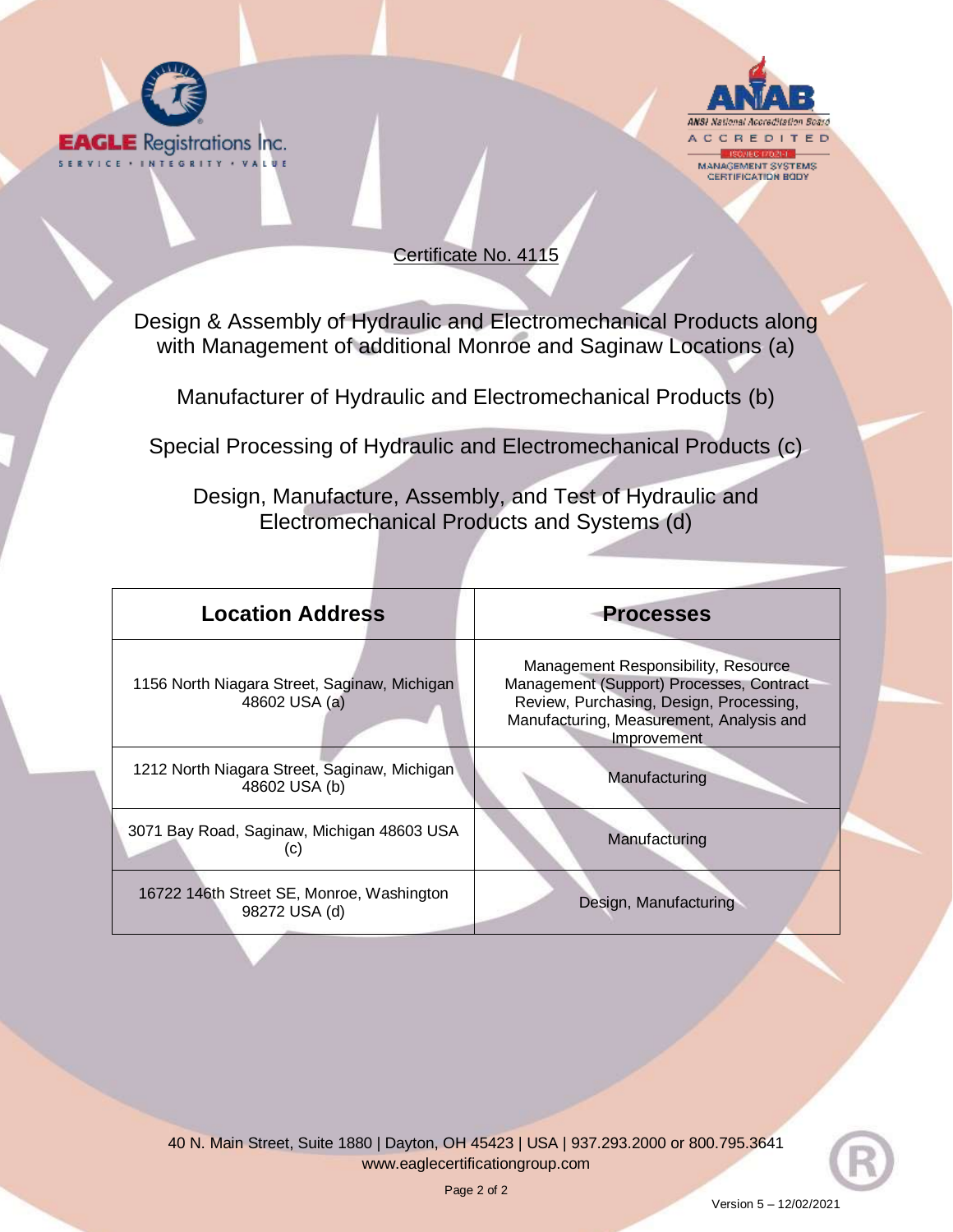EAGLE Registrations Inc.
SERVICE • INTEGRITY • VALUE

ANAB
ANSI National Accreditation Board
ACCREDITED
ISO/IEC 17021-1
MANAGEMENT SYSTEMS CERTIFICATION BODY

Certificate No. 4115

Design & Assembly of Hydraulic and Electromechanical Products along with Management of additional Monroe and Saginaw Locations (a)

Manufacturer of Hydraulic and Electromechanical Products (b)

Special Processing of Hydraulic and Electromechanical Products (c)

Design, Manufacture, Assembly, and Test of Hydraulic and Electromechanical Products and Systems (d)

| Location Address | Processes |
|---|---|
| 1156 North Niagara Street, Saginaw, Michigan 48602 USA (a) | Management Responsibility, Resource Management (Support) Processes, Contract Review, Purchasing, Design, Processing, Manufacturing, Measurement, Analysis and Improvement |
| 1212 North Niagara Street, Saginaw, Michigan 48602 USA (b) | Manufacturing |
| 3071 Bay Road, Saginaw, Michigan 48603 USA (c) | Manufacturing |
| 16722 146th Street SE, Monroe, Washington 98272 USA (d) | Design, Manufacturing |

40 N. Main Street, Suite 1880 | Dayton, OH 45423 | USA | 937.293.2000 or 800.795.3641
www.eaglecertificationgroup.com

Version 5 – 12/02/2021